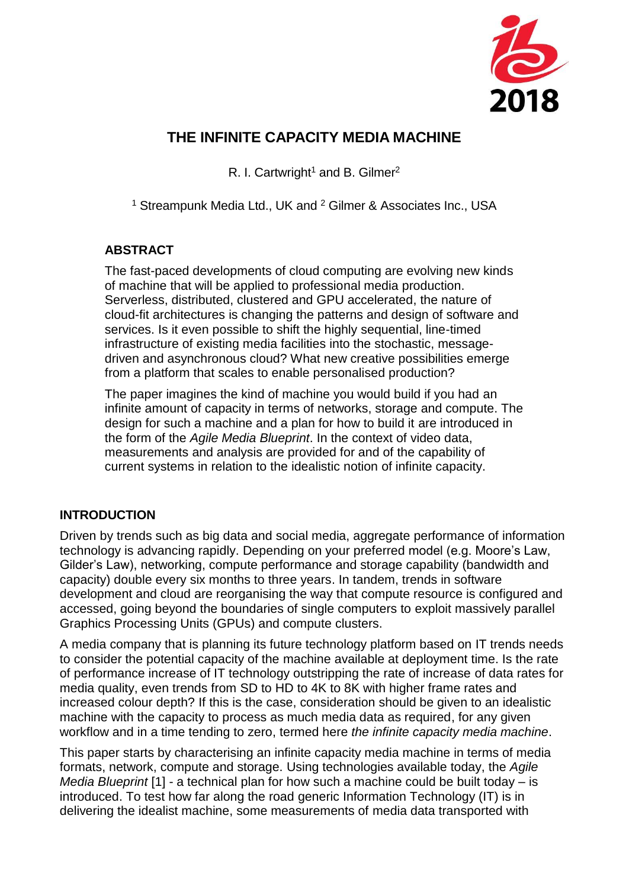# THE INFINITE CAPACITY MEDIA MACHINE

R. I. Cartwright[1] and B. Gilmer[2]

[1] Streampunk Media Ltd., UK and [2] Gilmer & Associates Inc., USA

## ABSTRACT

The fast-paced developments of cloud computing are evolving new kinds of machine that will be applied to professional media production. Serverless, distributed, clustered and GPU accelerated, the nature of cloud-fit architectures is changing the patterns and design of software and services. Is it even possible to shift the highly sequential, line-timed infrastructure of existing media facilities into the stochastic, message-driven and asynchronous cloud? What new creative possibilities emerge from a platform that scales to enable personalised production?

The paper imagines the kind of machine you would build if you had an infinite amount of capacity in terms of networks, storage and compute. The design for such a machine and a plan for how to build it are introduced in the form of the *Agile Media Blueprint*. In the context of video data, measurements and analysis are provided for and of the capability of current systems in relation to the idealistic notion of infinite capacity.

## INTRODUCTION

Driven by trends such as big data and social media, aggregate performance of information technology is advancing rapidly. Depending on your preferred model (e.g. Moore's Law, Gilder's Law), networking, compute performance and storage capability (bandwidth and capacity) double every six months to three years. In tandem, trends in software development and cloud are reorganising the way that compute resource is configured and accessed, going beyond the boundaries of single computers to exploit massively parallel Graphics Processing Units (GPUs) and compute clusters.

A media company that is planning its future technology platform based on IT trends needs to consider the potential capacity of the machine available at deployment time. Is the rate of performance increase of IT technology outstripping the rate of increase of data rates for media quality, even trends from SD to HD to 4K to 8K with higher frame rates and increased colour depth? If this is the case, consideration should be given to an idealistic machine with the capacity to process as much media data as required, for any given workflow and in a time tending to zero, termed here *the infinite capacity media machine*.

This paper starts by characterising an infinite capacity media machine in terms of media formats, network, compute and storage. Using technologies available today, the *Agile Media Blueprint* [1] - a technical plan for how such a machine could be built today – is introduced. To test how far along the road generic Information Technology (IT) is in delivering the idealist machine, some measurements of media data transported with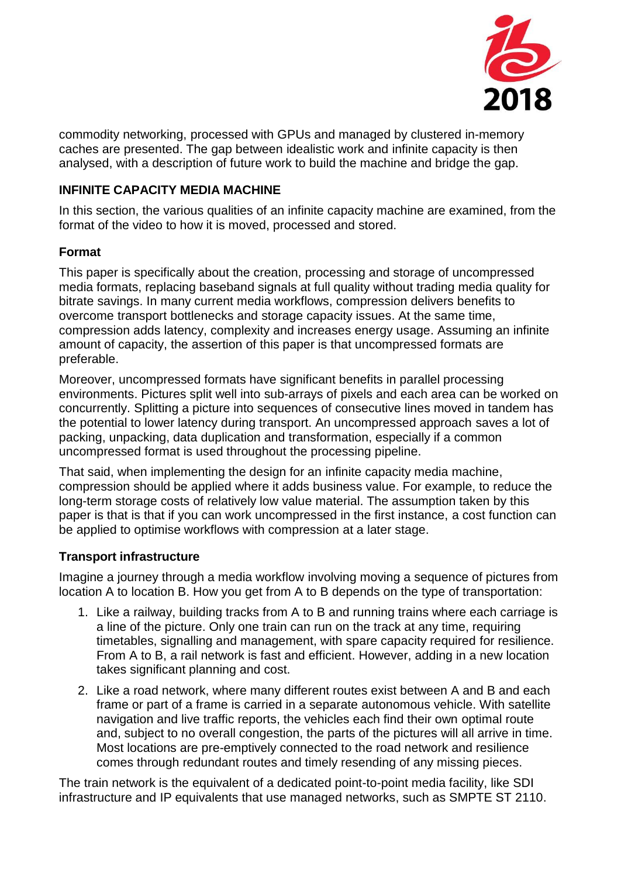commodity networking, processed with GPUs and managed by clustered in-memory caches are presented. The gap between idealistic work and infinite capacity is then analysed, with a description of future work to build the machine and bridge the gap.

## INFINITE CAPACITY MEDIA MACHINE

In this section, the various qualities of an infinite capacity machine are examined, from the format of the video to how it is moved, processed and stored.

### Format

This paper is specifically about the creation, processing and storage of uncompressed media formats, replacing baseband signals at full quality without trading media quality for bitrate savings. In many current media workflows, compression delivers benefits to overcome transport bottlenecks and storage capacity issues. At the same time, compression adds latency, complexity and increases energy usage. Assuming an infinite amount of capacity, the assertion of this paper is that uncompressed formats are preferable.

Moreover, uncompressed formats have significant benefits in parallel processing environments. Pictures split well into sub-arrays of pixels and each area can be worked on concurrently. Splitting a picture into sequences of consecutive lines moved in tandem has the potential to lower latency during transport. An uncompressed approach saves a lot of packing, unpacking, data duplication and transformation, especially if a common uncompressed format is used throughout the processing pipeline.

That said, when implementing the design for an infinite capacity media machine, compression should be applied where it adds business value. For example, to reduce the long-term storage costs of relatively low value material. The assumption taken by this paper is that is that if you can work uncompressed in the first instance, a cost function can be applied to optimise workflows with compression at a later stage.

### Transport infrastructure

Imagine a journey through a media workflow involving moving a sequence of pictures from location A to location B. How you get from A to B depends on the type of transportation:

1. Like a railway, building tracks from A to B and running trains where each carriage is a line of the picture. Only one train can run on the track at any time, requiring timetables, signalling and management, with spare capacity required for resilience. From A to B, a rail network is fast and efficient. However, adding in a new location takes significant planning and cost.
2. Like a road network, where many different routes exist between A and B and each frame or part of a frame is carried in a separate autonomous vehicle. With satellite navigation and live traffic reports, the vehicles each find their own optimal route and, subject to no overall congestion, the parts of the pictures will all arrive in time. Most locations are pre-emptively connected to the road network and resilience comes through redundant routes and timely resending of any missing pieces.

The train network is the equivalent of a dedicated point-to-point media facility, like SDI infrastructure and IP equivalents that use managed networks, such as SMPTE ST 2110.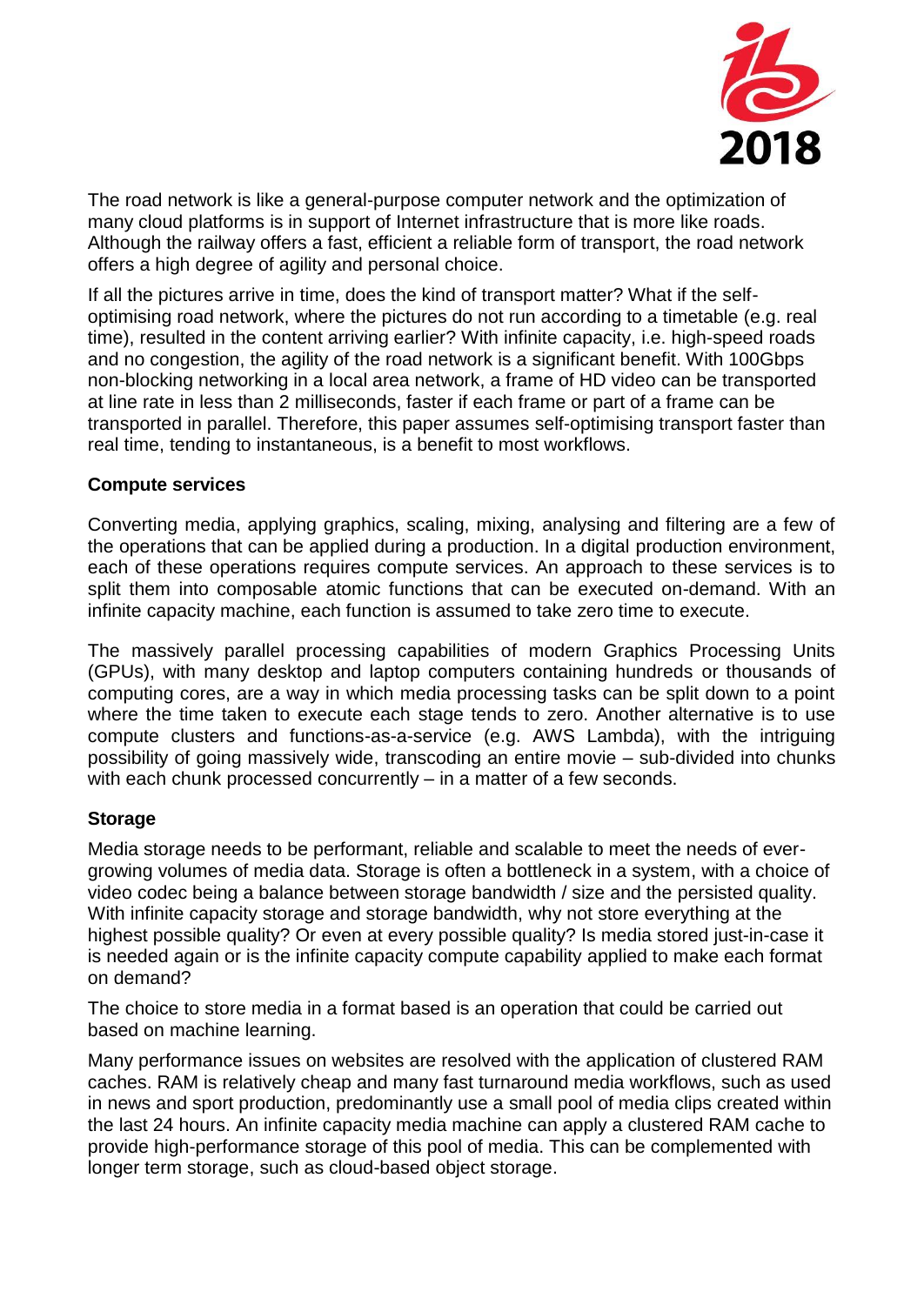The road network is like a general-purpose computer network and the optimization of many cloud platforms is in support of Internet infrastructure that is more like roads. Although the railway offers a fast, efficient a reliable form of transport, the road network offers a high degree of agility and personal choice.

If all the pictures arrive in time, does the kind of transport matter? What if the self-optimising road network, where the pictures do not run according to a timetable (e.g. real time), resulted in the content arriving earlier? With infinite capacity, i.e. high-speed roads and no congestion, the agility of the road network is a significant benefit. With 100Gbps non-blocking networking in a local area network, a frame of HD video can be transported at line rate in less than 2 milliseconds, faster if each frame or part of a frame can be transported in parallel. Therefore, this paper assumes self-optimising transport faster than real time, tending to instantaneous, is a benefit to most workflows.

**Compute services**

Converting media, applying graphics, scaling, mixing, analysing and filtering are a few of the operations that can be applied during a production. In a digital production environment, each of these operations requires compute services. An approach to these services is to split them into composable atomic functions that can be executed on-demand. With an infinite capacity machine, each function is assumed to take zero time to execute.

The massively parallel processing capabilities of modern Graphics Processing Units (GPUs), with many desktop and laptop computers containing hundreds or thousands of computing cores, are a way in which media processing tasks can be split down to a point where the time taken to execute each stage tends to zero. Another alternative is to use compute clusters and functions-as-a-service (e.g. AWS Lambda), with the intriguing possibility of going massively wide, transcoding an entire movie – sub-divided into chunks with each chunk processed concurrently – in a matter of a few seconds.

**Storage**

Media storage needs to be performant, reliable and scalable to meet the needs of ever-growing volumes of media data. Storage is often a bottleneck in a system, with a choice of video codec being a balance between storage bandwidth / size and the persisted quality. With infinite capacity storage and storage bandwidth, why not store everything at the highest possible quality? Or even at every possible quality? Is media stored just-in-case it is needed again or is the infinite capacity compute capability applied to make each format on demand?

The choice to store media in a format based is an operation that could be carried out based on machine learning.

Many performance issues on websites are resolved with the application of clustered RAM caches. RAM is relatively cheap and many fast turnaround media workflows, such as used in news and sport production, predominantly use a small pool of media clips created within the last 24 hours. An infinite capacity media machine can apply a clustered RAM cache to provide high-performance storage of this pool of media. This can be complemented with longer term storage, such as cloud-based object storage.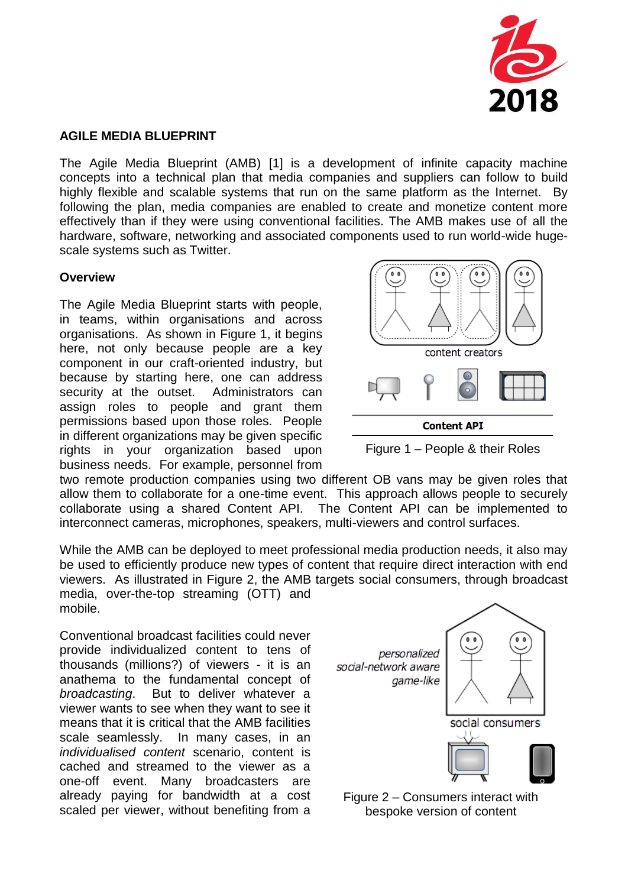## AGILE MEDIA BLUEPRINT

The Agile Media Blueprint (AMB) [1] is a development of infinite capacity machine concepts into a technical plan that media companies and suppliers can follow to build highly flexible and scalable systems that run on the same platform as the Internet. By following the plan, media companies are enabled to create and monetize content more effectively than if they were using conventional facilities. The AMB makes use of all the hardware, software, networking and associated components used to run world-wide huge-scale systems such as Twitter.

### Overview

The Agile Media Blueprint starts with people, in teams, within organisations and across organisations. As shown in Figure 1, it begins here, not only because people are a key component in our craft-oriented industry, but because by starting here, one can address security at the outset. Administrators can assign roles to people and grant them permissions based upon those roles. People in different organizations may be given specific rights in your organization based upon business needs. For example, personnel from two remote production companies using two different OB vans may be given roles that allow them to collaborate for a one-time event. This approach allows people to securely collaborate using a shared Content API. The Content API can be implemented to interconnect cameras, microphones, speakers, multi-viewers and control surfaces.

Figure 1 – People & their Roles

While the AMB can be deployed to meet professional media production needs, it also may be used to efficiently produce new types of content that require direct interaction with end viewers. As illustrated in Figure 2, the AMB targets social consumers, through broadcast media, over-the-top streaming (OTT) and mobile.

Conventional broadcast facilities could never provide individualized content to tens of thousands (millions?) of viewers - it is an anathema to the fundamental concept of *broadcasting*. But to deliver whatever a viewer wants to see when they want to see it means that it is critical that the AMB facilities scale seamlessly. In many cases, in an *individualised content* scenario, content is cached and streamed to the viewer as a one-off event. Many broadcasters are already paying for bandwidth at a cost scaled per viewer, without benefiting from a

Figure 2 – Consumers interact with bespoke version of content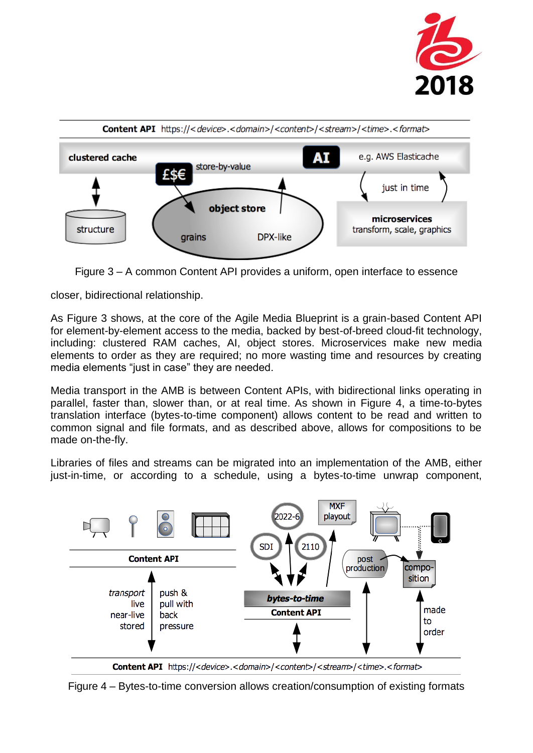Figure 3 – A common Content API provides a uniform, open interface to essence

closer, bidirectional relationship.

As Figure 3 shows, at the core of the Agile Media Blueprint is a grain-based Content API for element-by-element access to the media, backed by best-of-breed cloud-fit technology, including: clustered RAM caches, AI, object stores. Microservices make new media elements to order as they are required; no more wasting time and resources by creating media elements "just in case" they are needed.

Media transport in the AMB is between Content APIs, with bidirectional links operating in parallel, faster than, slower than, or at real time. As shown in Figure 4, a time-to-bytes translation interface (bytes-to-time component) allows content to be read and written to common signal and file formats, and as described above, allows for compositions to be made on-the-fly.

Libraries of files and streams can be migrated into an implementation of the AMB, either just-in-time, or according to a schedule, using a bytes-to-time unwrap component,

Figure 4 – Bytes-to-time conversion allows creation/consumption of existing formats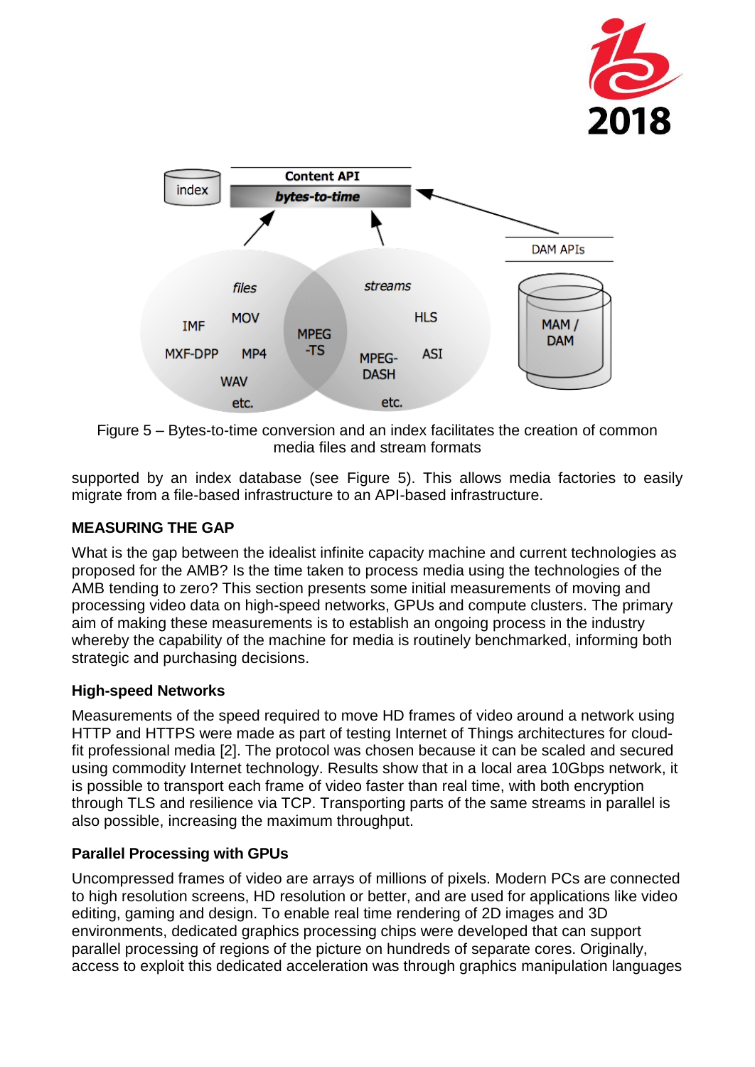Figure 5 – Bytes-to-time conversion and an index facilitates the creation of common media files and stream formats

supported by an index database (see Figure 5). This allows media factories to easily migrate from a file-based infrastructure to an API-based infrastructure.

## MEASURING THE GAP

What is the gap between the idealist infinite capacity machine and current technologies as proposed for the AMB? Is the time taken to process media using the technologies of the AMB tending to zero? This section presents some initial measurements of moving and processing video data on high-speed networks, GPUs and compute clusters. The primary aim of making these measurements is to establish an ongoing process in the industry whereby the capability of the machine for media is routinely benchmarked, informing both strategic and purchasing decisions.

### High-speed Networks

Measurements of the speed required to move HD frames of video around a network using HTTP and HTTPS were made as part of testing Internet of Things architectures for cloud-fit professional media [2]. The protocol was chosen because it can be scaled and secured using commodity Internet technology. Results show that in a local area 10Gbps network, it is possible to transport each frame of video faster than real time, with both encryption through TLS and resilience via TCP. Transporting parts of the same streams in parallel is also possible, increasing the maximum throughput.

### Parallel Processing with GPUs

Uncompressed frames of video are arrays of millions of pixels. Modern PCs are connected to high resolution screens, HD resolution or better, and are used for applications like video editing, gaming and design. To enable real time rendering of 2D images and 3D environments, dedicated graphics processing chips were developed that can support parallel processing of regions of the picture on hundreds of separate cores. Originally, access to exploit this dedicated acceleration was through graphics manipulation languages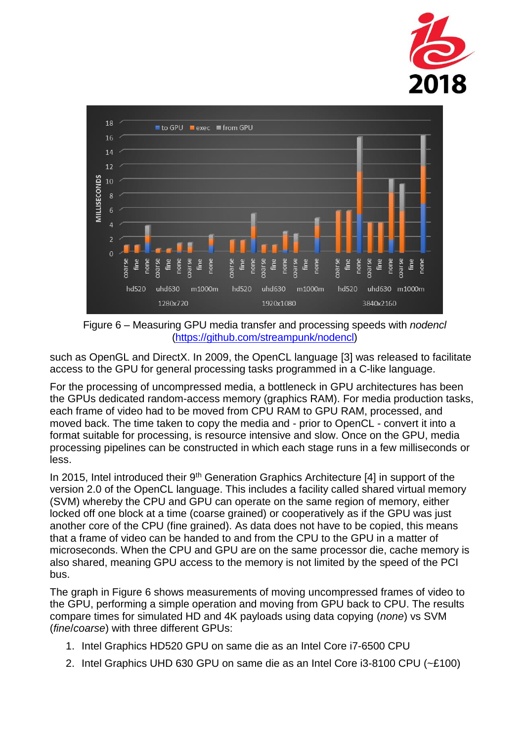Figure 6 – Measuring GPU media transfer and processing speeds with *nodencl* (https://github.com/streampunk/nodencl)

such as OpenGL and DirectX. In 2009, the OpenCL language [3] was released to facilitate access to the GPU for general processing tasks programmed in a C-like language.

For the processing of uncompressed media, a bottleneck in GPU architectures has been the GPUs dedicated random-access memory (graphics RAM). For media production tasks, each frame of video had to be moved from CPU RAM to GPU RAM, processed, and moved back. The time taken to copy the media and - prior to OpenCL - convert it into a format suitable for processing, is resource intensive and slow. Once on the GPU, media processing pipelines can be constructed in which each stage runs in a few milliseconds or less.

In 2015, Intel introduced their 9th Generation Graphics Architecture [4] in support of the version 2.0 of the OpenCL language. This includes a facility called shared virtual memory (SVM) whereby the CPU and GPU can operate on the same region of memory, either locked off one block at a time (coarse grained) or cooperatively as if the GPU was just another core of the CPU (fine grained). As data does not have to be copied, this means that a frame of video can be handed to and from the CPU to the GPU in a matter of microseconds. When the CPU and GPU are on the same processor die, cache memory is also shared, meaning GPU access to the memory is not limited by the speed of the PCI bus.

The graph in Figure 6 shows measurements of moving uncompressed frames of video to the GPU, performing a simple operation and moving from GPU back to CPU. The results compare times for simulated HD and 4K payloads using data copying (*none*) vs SVM (*fine*/*coarse*) with three different GPUs:

1. Intel Graphics HD520 GPU on same die as an Intel Core i7-6500 CPU
2. Intel Graphics UHD 630 GPU on same die as an Intel Core i3-8100 CPU (~£100)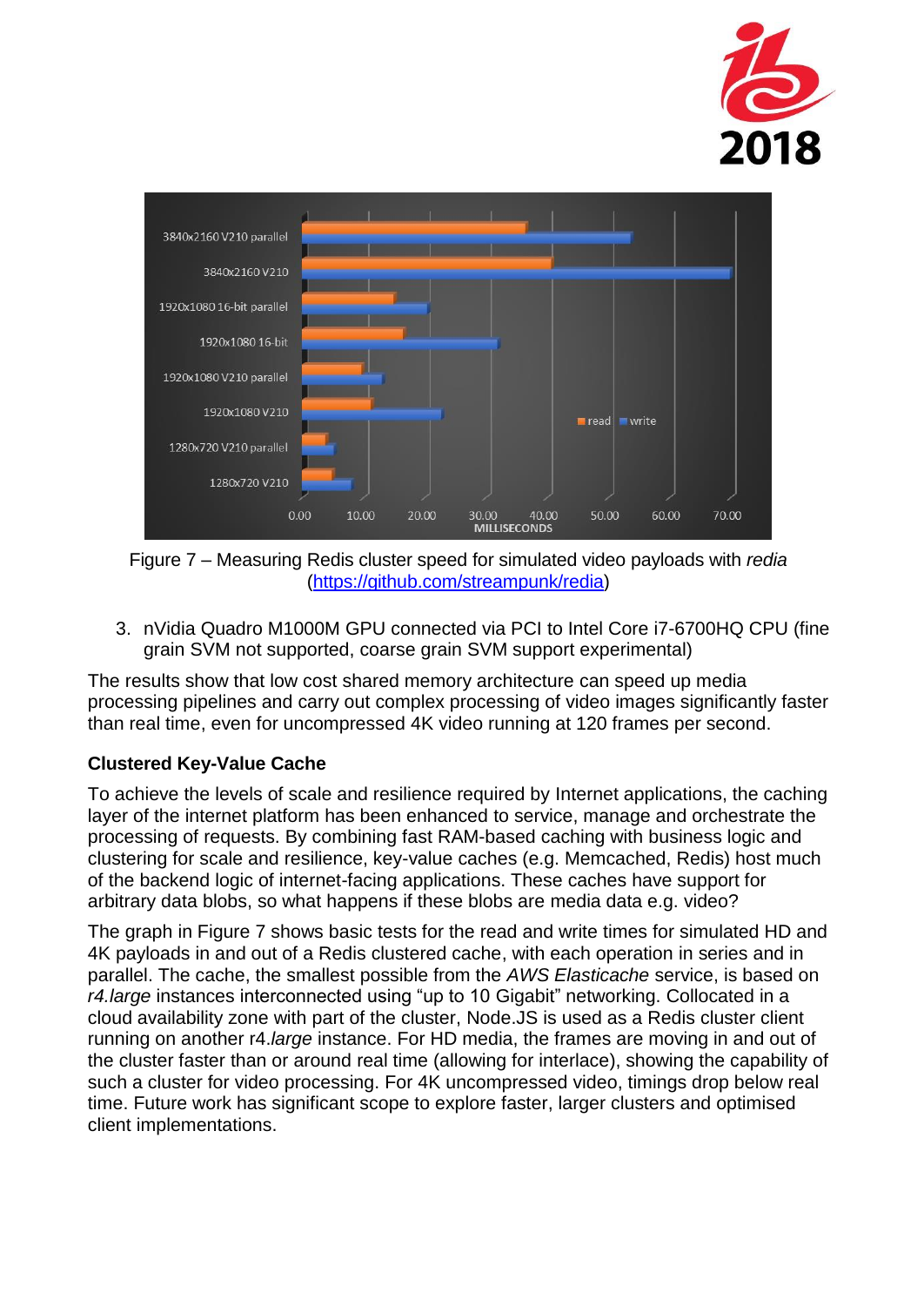Figure 7 – Measuring Redis cluster speed for simulated video payloads with *redia* (https://github.com/streampunk/redia)

3. nVidia Quadro M1000M GPU connected via PCI to Intel Core i7-6700HQ CPU (fine grain SVM not supported, coarse grain SVM support experimental)

The results show that low cost shared memory architecture can speed up media processing pipelines and carry out complex processing of video images significantly faster than real time, even for uncompressed 4K video running at 120 frames per second.

### Clustered Key-Value Cache

To achieve the levels of scale and resilience required by Internet applications, the caching layer of the internet platform has been enhanced to service, manage and orchestrate the processing of requests. By combining fast RAM-based caching with business logic and clustering for scale and resilience, key-value caches (e.g. Memcached, Redis) host much of the backend logic of internet-facing applications. These caches have support for arbitrary data blobs, so what happens if these blobs are media data e.g. video?

The graph in Figure 7 shows basic tests for the read and write times for simulated HD and 4K payloads in and out of a Redis clustered cache, with each operation in series and in parallel. The cache, the smallest possible from the *AWS Elasticache* service, is based on *r4.large* instances interconnected using "up to 10 Gigabit" networking. Collocated in a cloud availability zone with part of the cluster, Node.JS is used as a Redis cluster client running on another r4.*large* instance. For HD media, the frames are moving in and out of the cluster faster than or around real time (allowing for interlace), showing the capability of such a cluster for video processing. For 4K uncompressed video, timings drop below real time. Future work has significant scope to explore faster, larger clusters and optimised client implementations.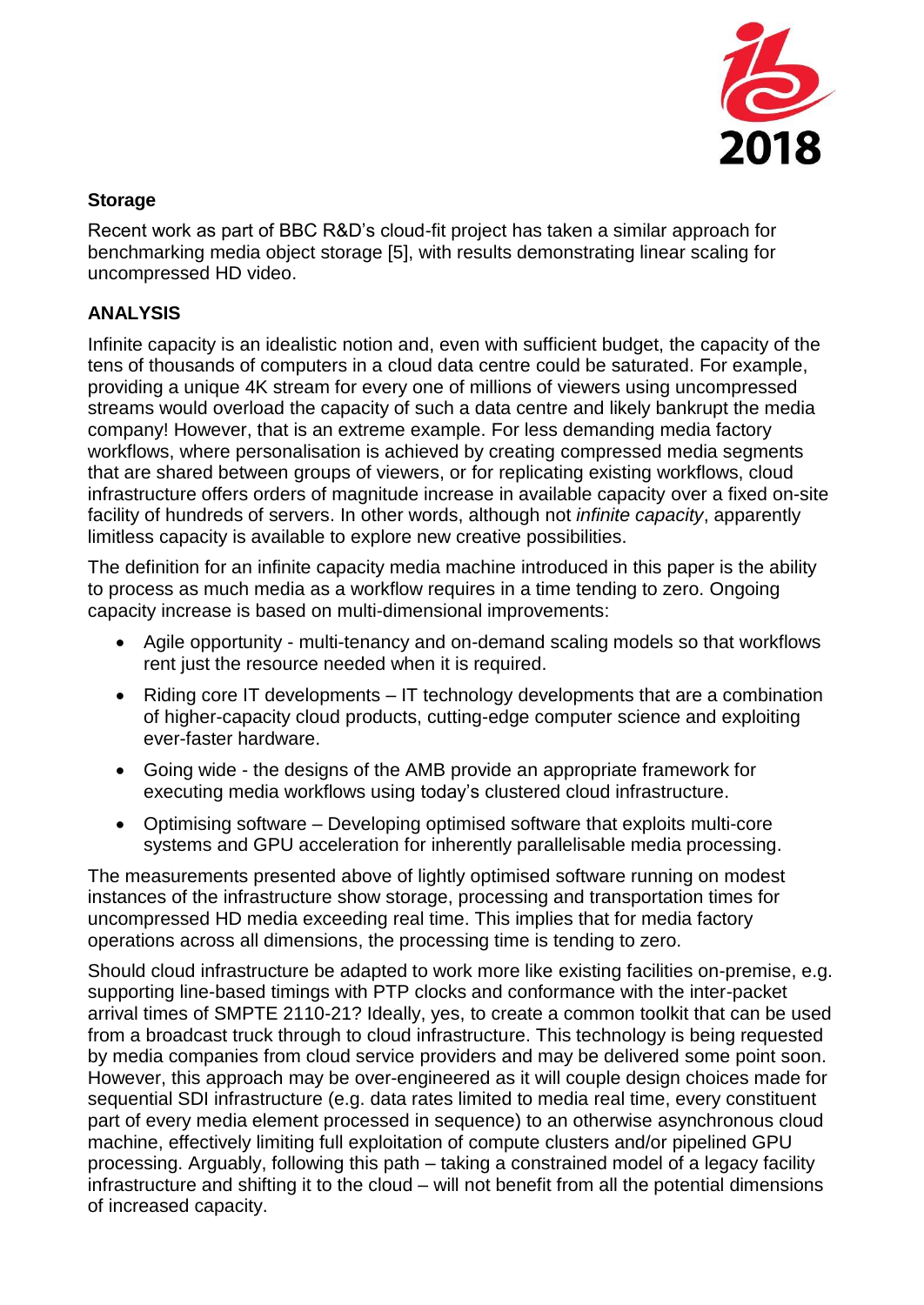**Storage**

Recent work as part of BBC R&D's cloud-fit project has taken a similar approach for benchmarking media object storage [5], with results demonstrating linear scaling for uncompressed HD video.

## ANALYSIS

Infinite capacity is an idealistic notion and, even with sufficient budget, the capacity of the tens of thousands of computers in a cloud data centre could be saturated. For example, providing a unique 4K stream for every one of millions of viewers using uncompressed streams would overload the capacity of such a data centre and likely bankrupt the media company! However, that is an extreme example. For less demanding media factory workflows, where personalisation is achieved by creating compressed media segments that are shared between groups of viewers, or for replicating existing workflows, cloud infrastructure offers orders of magnitude increase in available capacity over a fixed on-site facility of hundreds of servers. In other words, although not *infinite capacity*, apparently limitless capacity is available to explore new creative possibilities.

The definition for an infinite capacity media machine introduced in this paper is the ability to process as much media as a workflow requires in a time tending to zero. Ongoing capacity increase is based on multi-dimensional improvements:

- Agile opportunity - multi-tenancy and on-demand scaling models so that workflows rent just the resource needed when it is required.
- Riding core IT developments – IT technology developments that are a combination of higher-capacity cloud products, cutting-edge computer science and exploiting ever-faster hardware.
- Going wide - the designs of the AMB provide an appropriate framework for executing media workflows using today's clustered cloud infrastructure.
- Optimising software – Developing optimised software that exploits multi-core systems and GPU acceleration for inherently parallelisable media processing.

The measurements presented above of lightly optimised software running on modest instances of the infrastructure show storage, processing and transportation times for uncompressed HD media exceeding real time. This implies that for media factory operations across all dimensions, the processing time is tending to zero.

Should cloud infrastructure be adapted to work more like existing facilities on-premise, e.g. supporting line-based timings with PTP clocks and conformance with the inter-packet arrival times of SMPTE 2110-21? Ideally, yes, to create a common toolkit that can be used from a broadcast truck through to cloud infrastructure. This technology is being requested by media companies from cloud service providers and may be delivered some point soon. However, this approach may be over-engineered as it will couple design choices made for sequential SDI infrastructure (e.g. data rates limited to media real time, every constituent part of every media element processed in sequence) to an otherwise asynchronous cloud machine, effectively limiting full exploitation of compute clusters and/or pipelined GPU processing. Arguably, following this path – taking a constrained model of a legacy facility infrastructure and shifting it to the cloud – will not benefit from all the potential dimensions of increased capacity.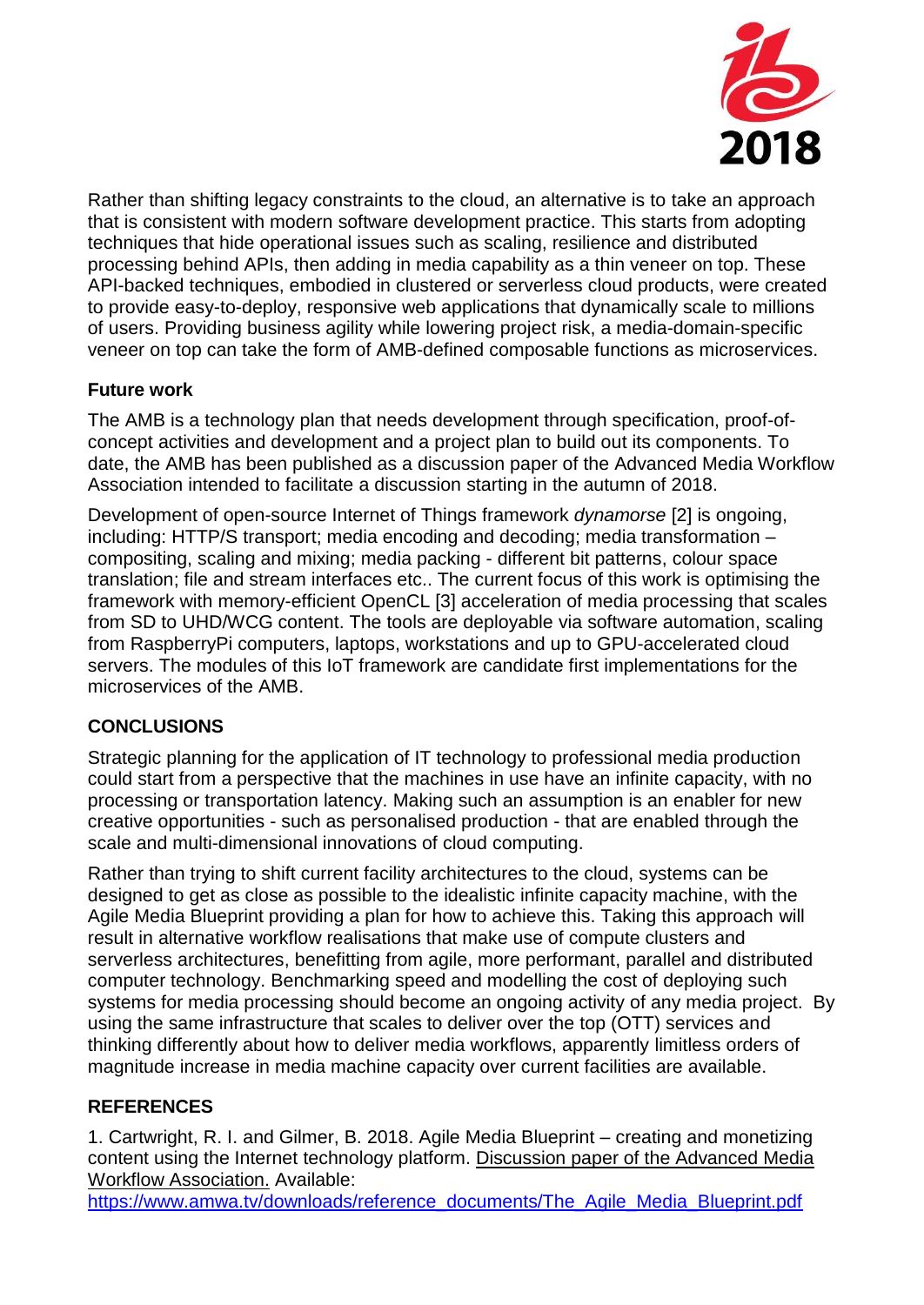Rather than shifting legacy constraints to the cloud, an alternative is to take an approach that is consistent with modern software development practice. This starts from adopting techniques that hide operational issues such as scaling, resilience and distributed processing behind APIs, then adding in media capability as a thin veneer on top. These API-backed techniques, embodied in clustered or serverless cloud products, were created to provide easy-to-deploy, responsive web applications that dynamically scale to millions of users. Providing business agility while lowering project risk, a media-domain-specific veneer on top can take the form of AMB-defined composable functions as microservices.

### Future work

The AMB is a technology plan that needs development through specification, proof-of-concept activities and development and a project plan to build out its components. To date, the AMB has been published as a discussion paper of the Advanced Media Workflow Association intended to facilitate a discussion starting in the autumn of 2018.

Development of open-source Internet of Things framework *dynamorse* [2] is ongoing, including: HTTP/S transport; media encoding and decoding; media transformation – compositing, scaling and mixing; media packing - different bit patterns, colour space translation; file and stream interfaces etc.. The current focus of this work is optimising the framework with memory-efficient OpenCL [3] acceleration of media processing that scales from SD to UHD/WCG content. The tools are deployable via software automation, scaling from RaspberryPi computers, laptops, workstations and up to GPU-accelerated cloud servers. The modules of this IoT framework are candidate first implementations for the microservices of the AMB.

## CONCLUSIONS

Strategic planning for the application of IT technology to professional media production could start from a perspective that the machines in use have an infinite capacity, with no processing or transportation latency. Making such an assumption is an enabler for new creative opportunities - such as personalised production - that are enabled through the scale and multi-dimensional innovations of cloud computing.

Rather than trying to shift current facility architectures to the cloud, systems can be designed to get as close as possible to the idealistic infinite capacity machine, with the Agile Media Blueprint providing a plan for how to achieve this. Taking this approach will result in alternative workflow realisations that make use of compute clusters and serverless architectures, benefitting from agile, more performant, parallel and distributed computer technology. Benchmarking speed and modelling the cost of deploying such systems for media processing should become an ongoing activity of any media project. By using the same infrastructure that scales to deliver over the top (OTT) services and thinking differently about how to deliver media workflows, apparently limitless orders of magnitude increase in media machine capacity over current facilities are available.

## REFERENCES

1. Cartwright, R. I. and Gilmer, B. 2018. Agile Media Blueprint – creating and monetizing content using the Internet technology platform. Discussion paper of the Advanced Media Workflow Association. Available: https://www.amwa.tv/downloads/reference_documents/The_Agile_Media_Blueprint.pdf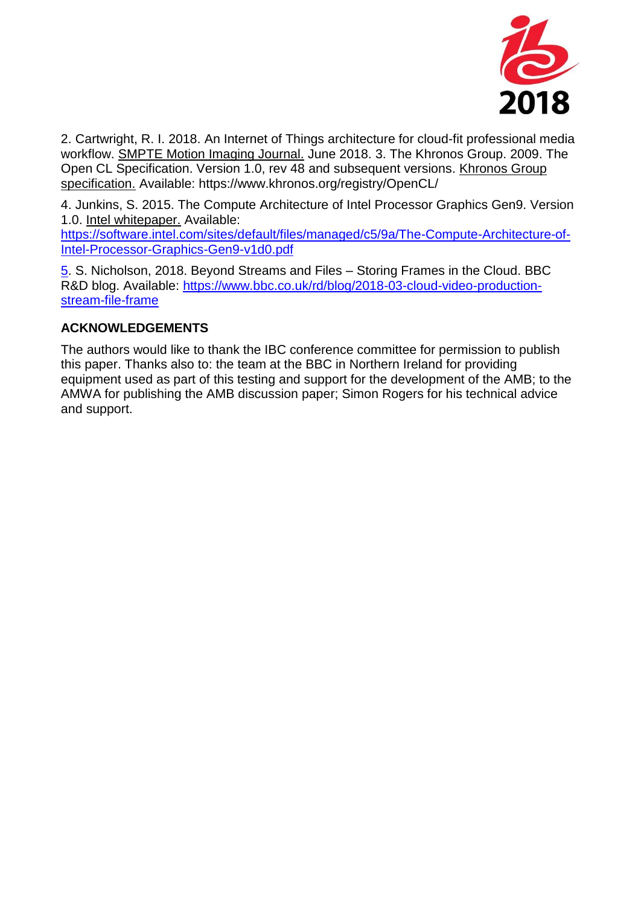2. Cartwright, R. I. 2018. An Internet of Things architecture for cloud-fit professional media workflow. SMPTE Motion Imaging Journal. June 2018. 3. The Khronos Group. 2009. The Open CL Specification. Version 1.0, rev 48 and subsequent versions. Khronos Group specification. Available: https://www.khronos.org/registry/OpenCL/

4. Junkins, S. 2015. The Compute Architecture of Intel Processor Graphics Gen9. Version 1.0. Intel whitepaper. Available: https://software.intel.com/sites/default/files/managed/c5/9a/The-Compute-Architecture-of-Intel-Processor-Graphics-Gen9-v1d0.pdf

5. S. Nicholson, 2018. Beyond Streams and Files – Storing Frames in the Cloud. BBC R&D blog. Available: https://www.bbc.co.uk/rd/blog/2018-03-cloud-video-production-stream-file-frame

## ACKNOWLEDGEMENTS

The authors would like to thank the IBC conference committee for permission to publish this paper. Thanks also to: the team at the BBC in Northern Ireland for providing equipment used as part of this testing and support for the development of the AMB; to the AMWA for publishing the AMB discussion paper; Simon Rogers for his technical advice and support.